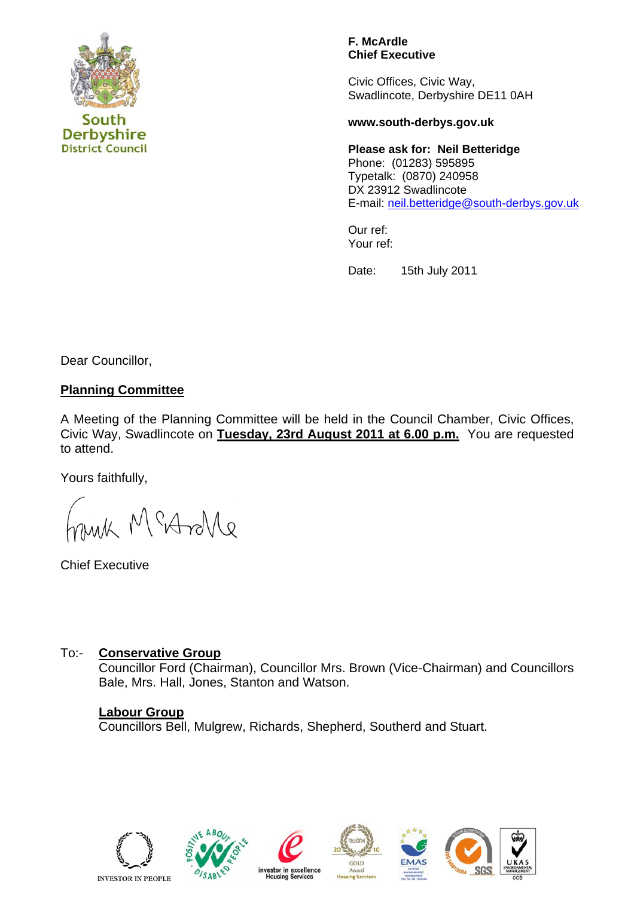South Derbyshire District Council

**F. McArdle**
**Chief Executive**

Civic Offices, Civic Way,
Swadlincote, Derbyshire DE11 0AH

**www.south-derbys.gov.uk**

**Please ask for: Neil Betteridge**
Phone: (01283) 595895
Typetalk: (0870) 240958
DX 23912 Swadlincote
E-mail: neil.betteridge@south-derbys.gov.uk

Our ref:
Your ref:

Date: 15th July 2011

Dear Councillor,

**Planning Committee**

A Meeting of the Planning Committee will be held in the Council Chamber, Civic Offices, Civic Way, Swadlincote on **Tuesday, 23rd August 2011 at 6.00 p.m.** You are requested to attend.

Yours faithfully,

Frank McArdle

Chief Executive

To:- **Conservative Group**
Councillor Ford (Chairman), Councillor Mrs. Brown (Vice-Chairman) and Councillors Bale, Mrs. Hall, Jones, Stanton and Watson.

**Labour Group**
Councillors Bell, Mulgrew, Richards, Shepherd, Southerd and Stuart.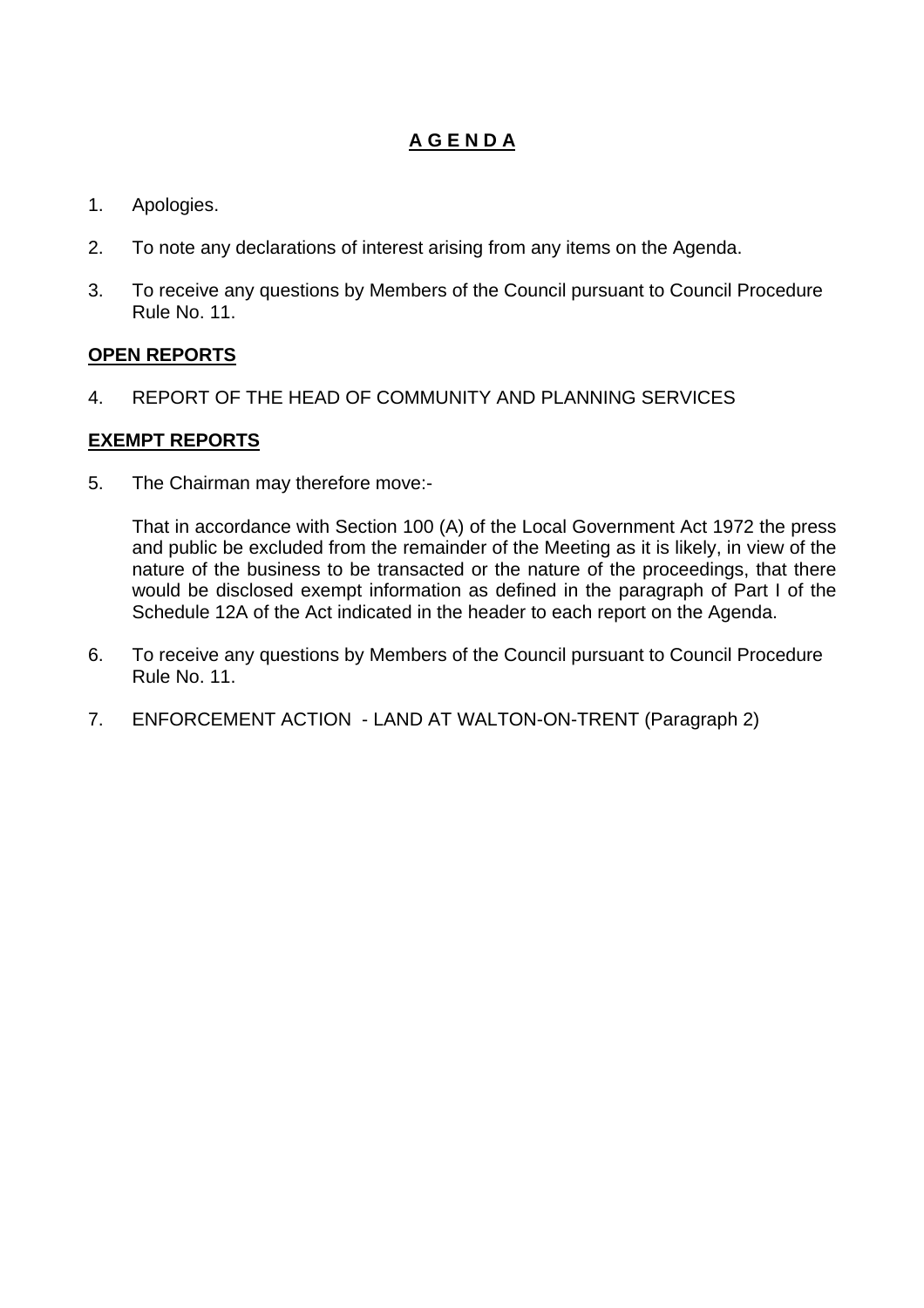# A G E N D A

1. Apologies.

2. To note any declarations of interest arising from any items on the Agenda.

3. To receive any questions by Members of the Council pursuant to Council Procedure Rule No. 11.

**OPEN REPORTS**

4. REPORT OF THE HEAD OF COMMUNITY AND PLANNING SERVICES

**EXEMPT REPORTS**

5. The Chairman may therefore move:-

   That in accordance with Section 100 (A) of the Local Government Act 1972 the press and public be excluded from the remainder of the Meeting as it is likely, in view of the nature of the business to be transacted or the nature of the proceedings, that there would be disclosed exempt information as defined in the paragraph of Part I of the Schedule 12A of the Act indicated in the header to each report on the Agenda.

6. To receive any questions by Members of the Council pursuant to Council Procedure Rule No. 11.

7. ENFORCEMENT ACTION - LAND AT WALTON-ON-TRENT (Paragraph 2)